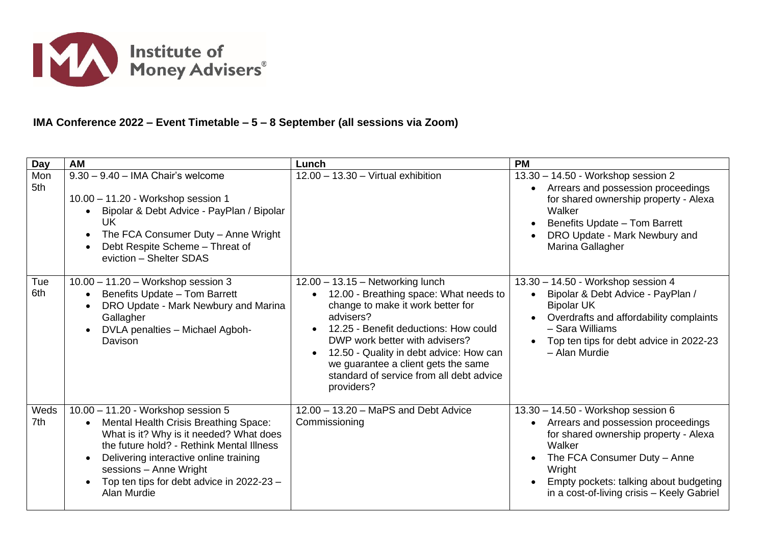Institute of Money Advisers®

**IMA Conference 2022 – Event Timetable – 5 – 8 September (all sessions via Zoom)**

| Day | AM | Lunch | PM |
|---|---|---|---|
| Mon 5th | 9.30 – 9.40 – IMA Chair's welcome<br><br>10.00 – 11.20 - Workshop session 1<br>• Bipolar & Debt Advice - PayPlan / Bipolar UK<br>• The FCA Consumer Duty – Anne Wright<br>• Debt Respite Scheme – Threat of eviction – Shelter SDAS | 12.00 – 13.30 – Virtual exhibition | 13.30 – 14.50 - Workshop session 2<br>• Arrears and possession proceedings for shared ownership property - Alexa Walker<br>• Benefits Update – Tom Barrett<br>• DRO Update - Mark Newbury and Marina Gallagher |
| Tue 6th | 10.00 – 11.20 – Workshop session 3<br>• Benefits Update – Tom Barrett<br>• DRO Update - Mark Newbury and Marina Gallagher<br>• DVLA penalties – Michael Agboh-Davison | 12.00 – 13.15 – Networking lunch<br>• 12.00 - Breathing space: What needs to change to make it work better for advisers?<br>• 12.25 - Benefit deductions: How could DWP work better with advisers?<br>• 12.50 - Quality in debt advice: How can we guarantee a client gets the same standard of service from all debt advice providers? | 13.30 – 14.50 - Workshop session 4<br>• Bipolar & Debt Advice - PayPlan / Bipolar UK<br>• Overdrafts and affordability complaints – Sara Williams<br>• Top ten tips for debt advice in 2022-23 – Alan Murdie |
| Weds 7th | 10.00 – 11.20 - Workshop session 5<br>• Mental Health Crisis Breathing Space: What is it? Why is it needed? What does the future hold? - Rethink Mental Illness<br>• Delivering interactive online training sessions – Anne Wright<br>• Top ten tips for debt advice in 2022-23 – Alan Murdie | 12.00 – 13.20 – MaPS and Debt Advice Commissioning | 13.30 – 14.50 - Workshop session 6<br>• Arrears and possession proceedings for shared ownership property - Alexa Walker<br>• The FCA Consumer Duty – Anne Wright<br>• Empty pockets: talking about budgeting in a cost-of-living crisis – Keely Gabriel |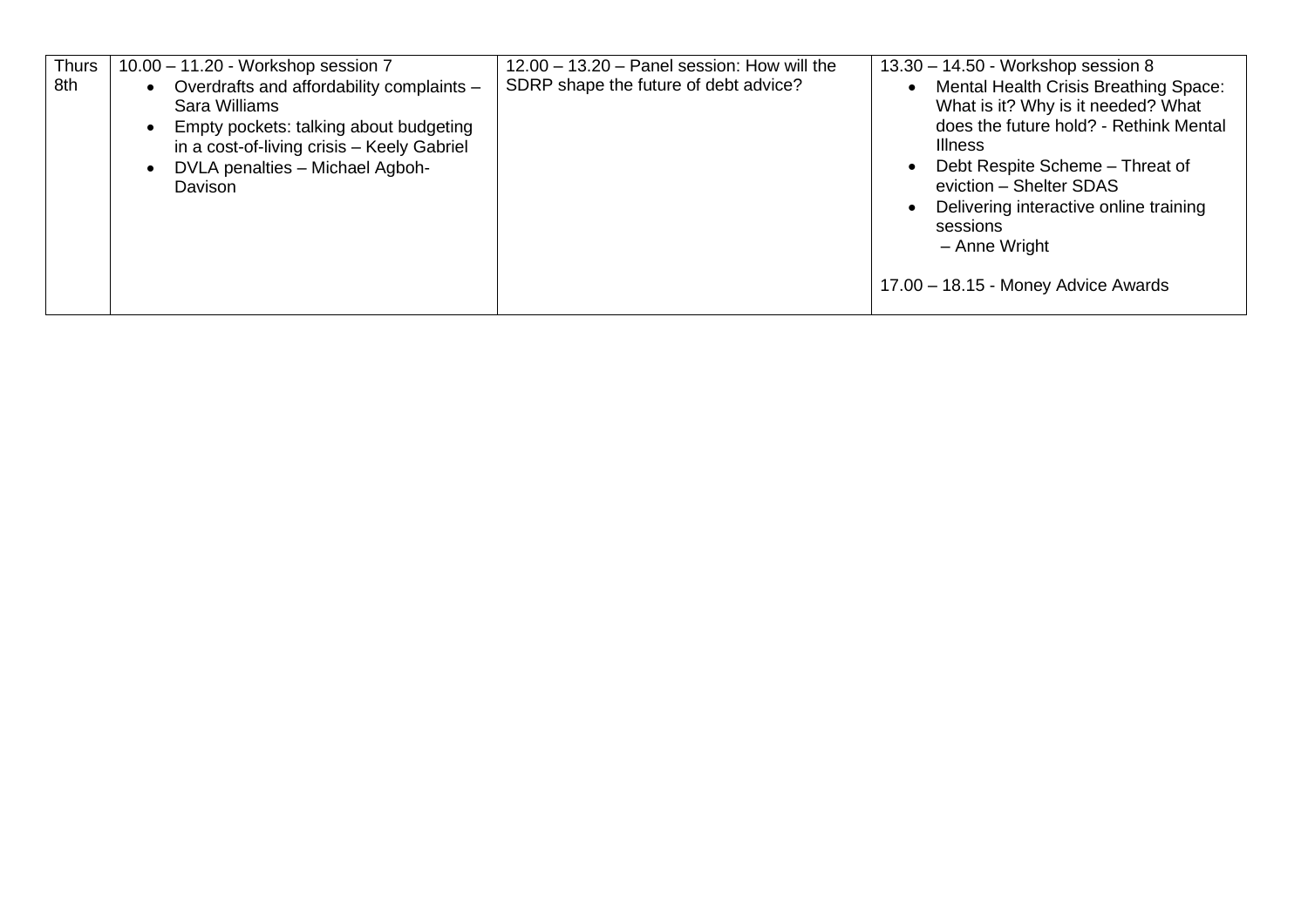| | | | |
|---|---|---|---|
| Thurs 8th | 10.00 – 11.20 - Workshop session 7<br>• Overdrafts and affordability complaints – Sara Williams<br>• Empty pockets: talking about budgeting in a cost-of-living crisis – Keely Gabriel<br>• DVLA penalties – Michael Agboh-Davison | 12.00 – 13.20 – Panel session: How will the SDRP shape the future of debt advice? | 13.30 – 14.50 - Workshop session 8<br>• Mental Health Crisis Breathing Space: What is it? Why is it needed? What does the future hold? - Rethink Mental Illness<br>• Debt Respite Scheme – Threat of eviction – Shelter SDAS<br>• Delivering interactive online training sessions – Anne Wright<br><br>17.00 – 18.15 - Money Advice Awards |